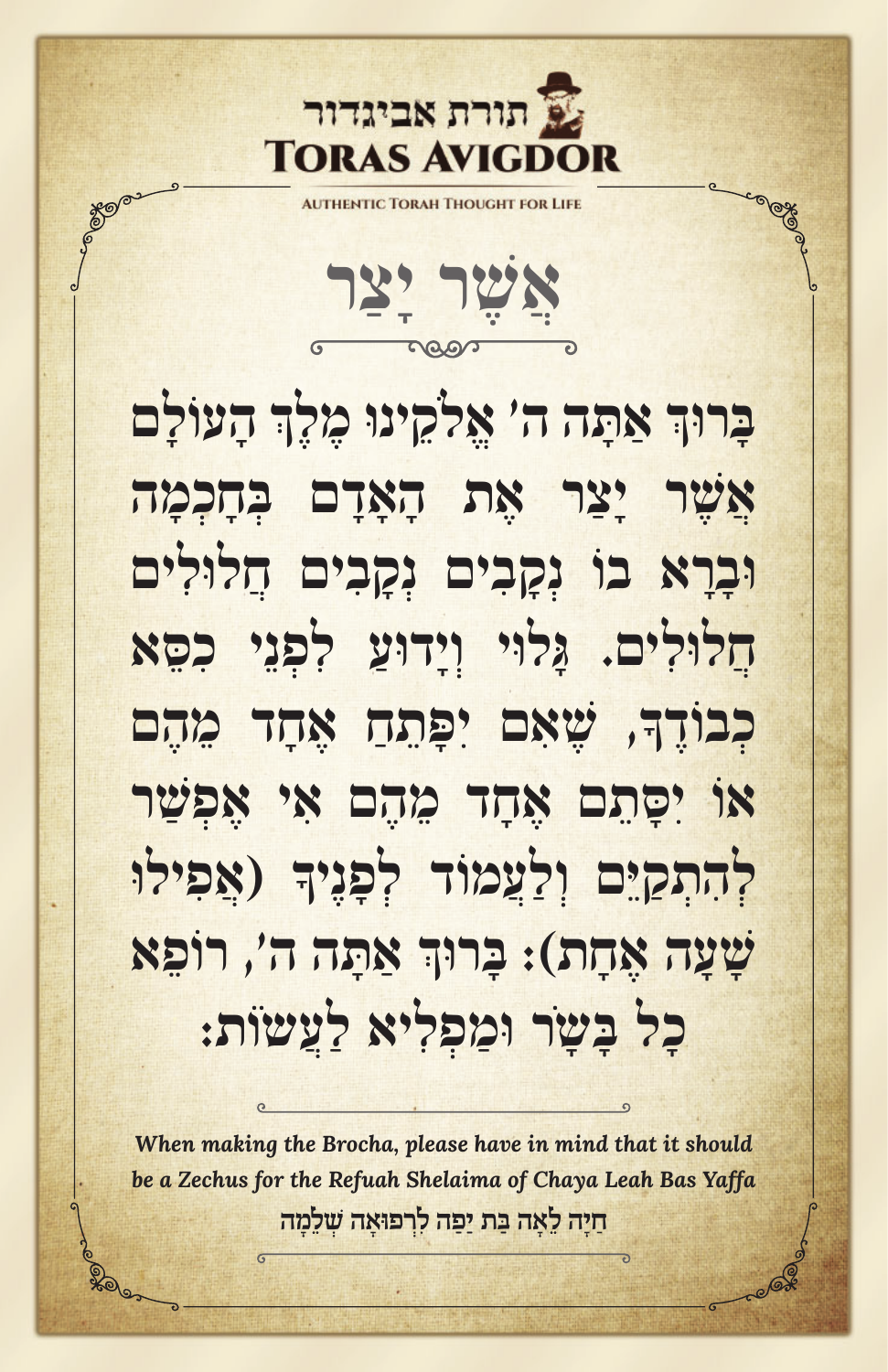תורת אביגדור
**TORAS AVIGDOR**

AUTHENTIC TORAH THOUGHT FOR LIFE

# אֲשֶׁר יָצַר

בָּרוּךְ אַתָּה ה' אֱלֹקֵינוּ מֶלֶךְ הָעוֹלָם אֲשֶׁר יָצַר אֶת הָאָדָם בְּחָכְמָה וּבָרָא בוֹ נְקָבִים נְקָבִים חֲלוּלִים חֲלוּלִים. גָּלוּי וְיָדוּעַ לִפְנֵי כִסֵּא כְבוֹדֶךָ, שֶׁאִם יִפָּתֵחַ אֶחָד מֵהֶם אוֹ יִסָּתֵם אֶחָד מֵהֶם אִי אֶפְשַׁר לְהִתְקַיֵּם וְלַעֲמוֹד לְפָנֶיךָ (אֲפִילוּ שָׁעָה אֶחָת): בָּרוּךְ אַתָּה ה', רוֹפֵא כָל בָּשָׂר וּמַפְלִיא לַעֲשׂוֹת:

*When making the Brocha, please have in mind that it should be a Zechus for the Refuah Shelaima of Chaya Leah Bas Yaffa*

**חַיָּה לֵאָה בַּת יַפָּה לִרְפוּאָה שְׁלֵמָה**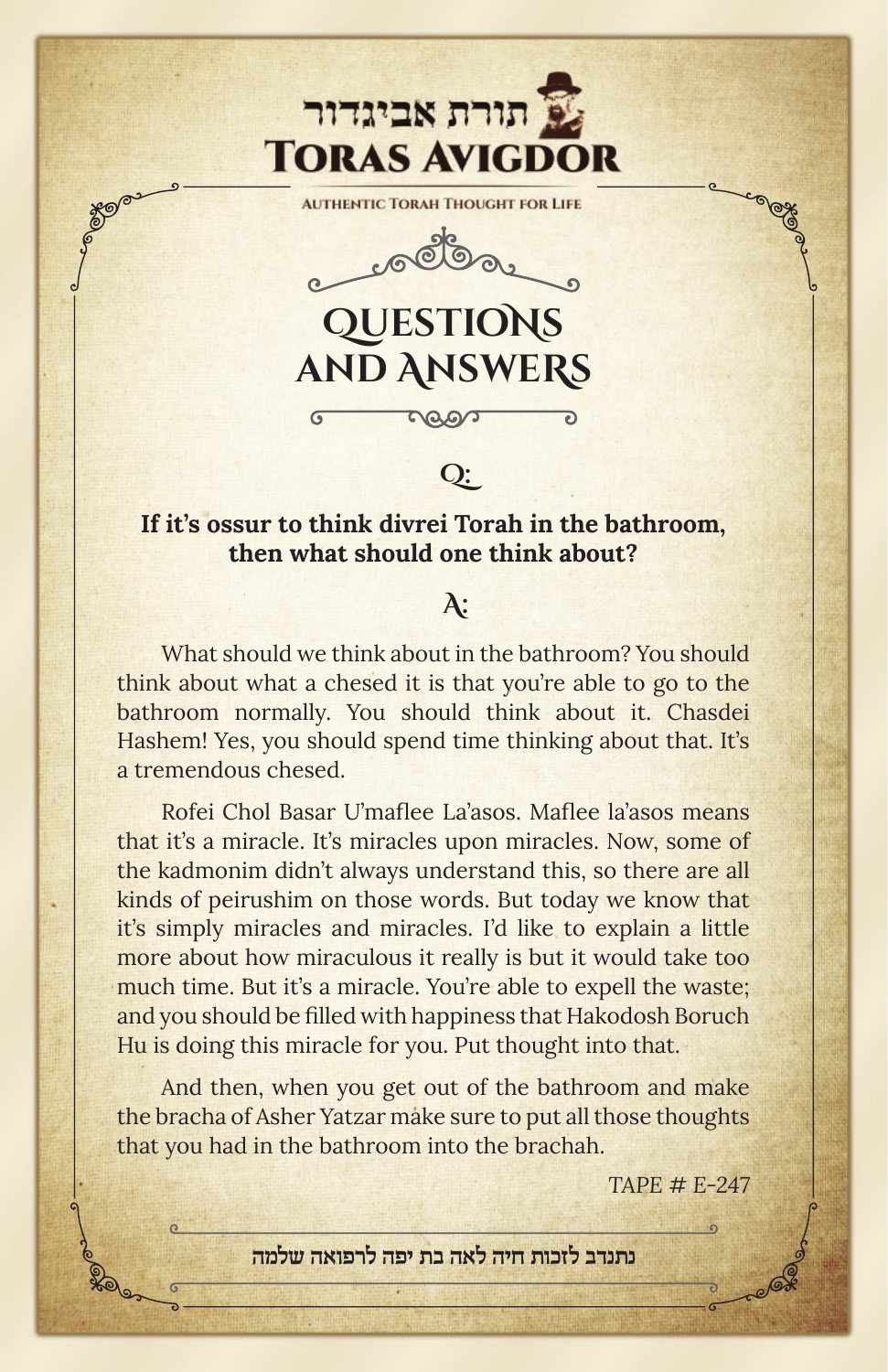# תורת אביגדור
# Toras Avigdor

AUTHENTIC TORAH THOUGHT FOR LIFE

## Questions and Answers

**Q:**

**If it's ossur to think divrei Torah in the bathroom, then what should one think about?**

**A:**

What should we think about in the bathroom? You should think about what a chesed it is that you're able to go to the bathroom normally. You should think about it. Chasdei Hashem! Yes, you should spend time thinking about that. It's a tremendous chesed.

Rofei Chol Basar U'maflee La'asos. Maflee la'asos means that it's a miracle. It's miracles upon miracles. Now, some of the kadmonim didn't always understand this, so there are all kinds of peirushim on those words. But today we know that it's simply miracles and miracles. I'd like to explain a little more about how miraculous it really is but it would take too much time. But it's a miracle. You're able to expell the waste; and you should be filled with happiness that Hakodosh Boruch Hu is doing this miracle for you. Put thought into that.

And then, when you get out of the bathroom and make the bracha of Asher Yatzar make sure to put all those thoughts that you had in the bathroom into the brachah.

TAPE # E-247

נתנדב לזכות חיה לאה בת יפה לרפואה שלמה